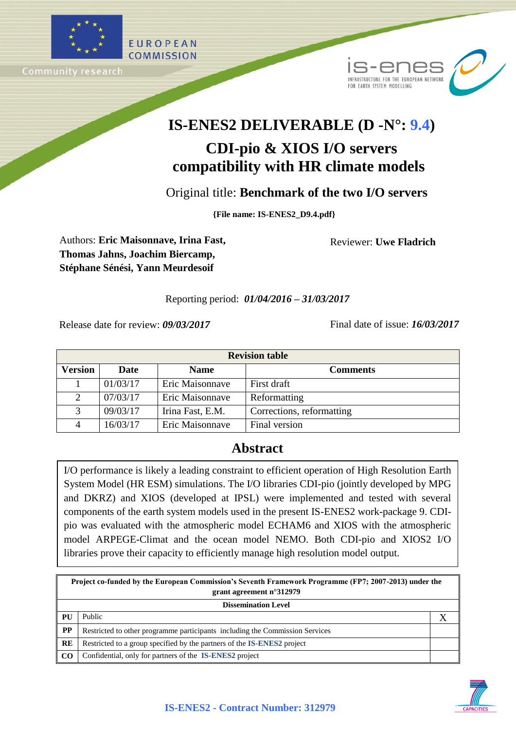EUROPEAN COMMISSION

Community research

is-enes

INFRASTRUCTURE FOR THE EUROPEAN NETWORK FOR EARTH SYSTEM MODELLING

# IS-ENES2 DELIVERABLE (D -N°: 9.4)

# CDI-pio & XIOS I/O servers compatibility with HR climate models

Original title: **Benchmark of the two I/O servers**

**{File name: IS-ENES2_D9.4.pdf}**

Authors: **Eric Maisonnave, Irina Fast, Thomas Jahns, Joachim Biercamp, Stéphane Sénési, Yann Meurdesoif**

Reviewer: **Uwe Fladrich**

Reporting period: ***01/04/2016 – 31/03/2017***

Release date for review: ***09/03/2017***

Final date of issue: ***16/03/2017***

| Revision table | | | |
|---|---|---|---|
| **Version** | **Date** | **Name** | **Comments** |
| 1 | 01/03/17 | Eric Maisonnave | First draft |
| 2 | 07/03/17 | Eric Maisonnave | Reformatting |
| 3 | 09/03/17 | Irina Fast, E.M. | Corrections, reformatting |
| 4 | 16/03/17 | Eric Maisonnave | Final version |

## Abstract

I/O performance is likely a leading constraint to efficient operation of High Resolution Earth System Model (HR ESM) simulations. The I/O libraries CDI-pio (jointly developed by MPG and DKRZ) and XIOS (developed at IPSL) were implemented and tested with several components of the earth system models used in the present IS-ENES2 work-package 9. CDI-pio was evaluated with the atmospheric model ECHAM6 and XIOS with the atmospheric model ARPEGE-Climat and the ocean model NEMO. Both CDI-pio and XIOS2 I/O libraries prove their capacity to efficiently manage high resolution model output.

| Project co-funded by the European Commission's Seventh Framework Programme (FP7; 2007-2013) under the grant agreement n°312979 | | |
|---|---|---|
| **Dissemination Level** | | |
| **PU** | Public | X |
| **PP** | Restricted to other programme participants including the Commission Services | |
| **RE** | Restricted to a group specified by the partners of the IS-ENES2 project | |
| **CO** | Confidential, only for partners of the IS-ENES2 project | |

**IS-ENES2 - Contract Number: 312979**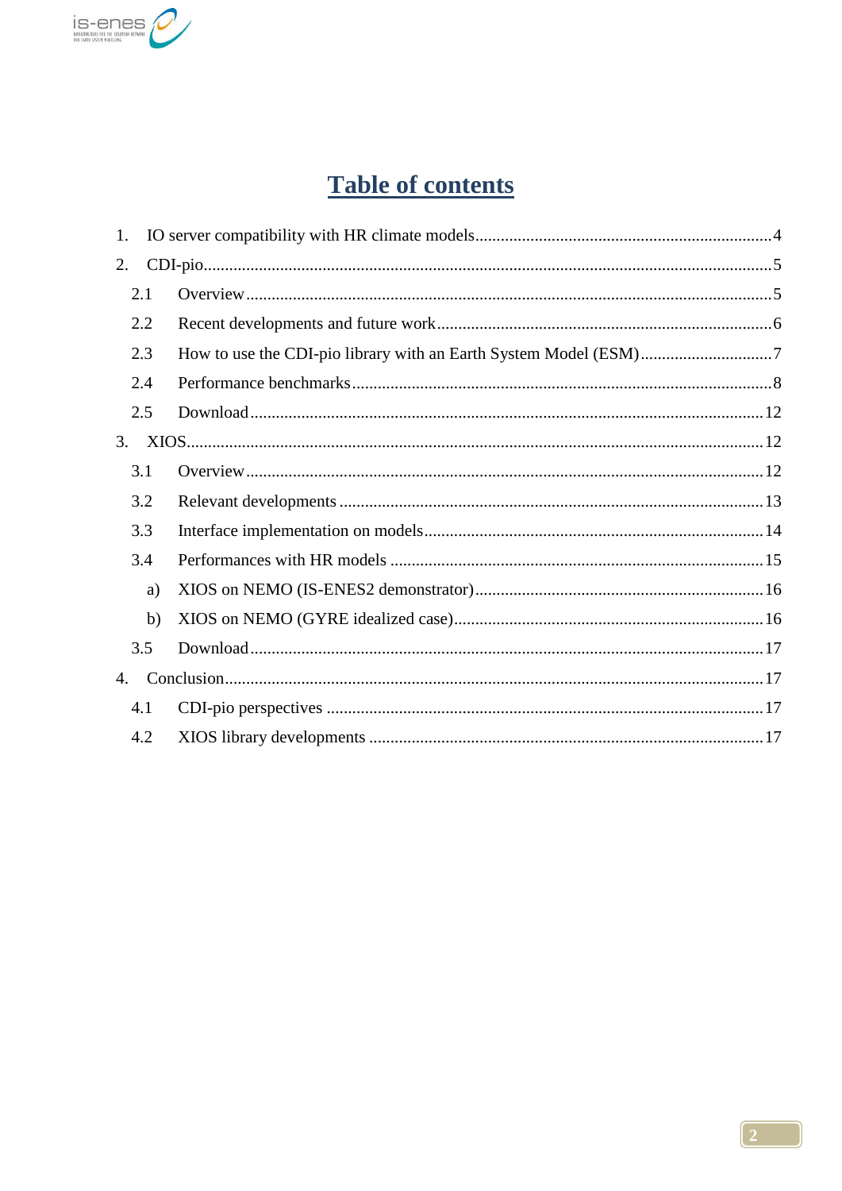# Table of contents

1. IO server compatibility with HR climate models....................................................................4
2. CDI-pio....................................................................................................................................5
   - 2.1 Overview..........................................................................................................................5
   - 2.2 Recent developments and future work.............................................................................6
   - 2.3 How to use the CDI-pio library with an Earth System Model (ESM)..............................7
   - 2.4 Performance benchmarks..................................................................................................8
   - 2.5 Download........................................................................................................................12
3. XIOS.....................................................................................................................................12
   - 3.1 Overview........................................................................................................................12
   - 3.2 Relevant developments...................................................................................................13
   - 3.3 Interface implementation on models...............................................................................14
   - 3.4 Performances with HR models.......................................................................................15
     - a) XIOS on NEMO (IS-ENES2 demonstrator).................................................................16
     - b) XIOS on NEMO (GYRE idealized case).......................................................................16
   - 3.5 Download........................................................................................................................17
4. Conclusion............................................................................................................................17
   - 4.1 CDI-pio perspectives......................................................................................................17
   - 4.2 XIOS library developments............................................................................................17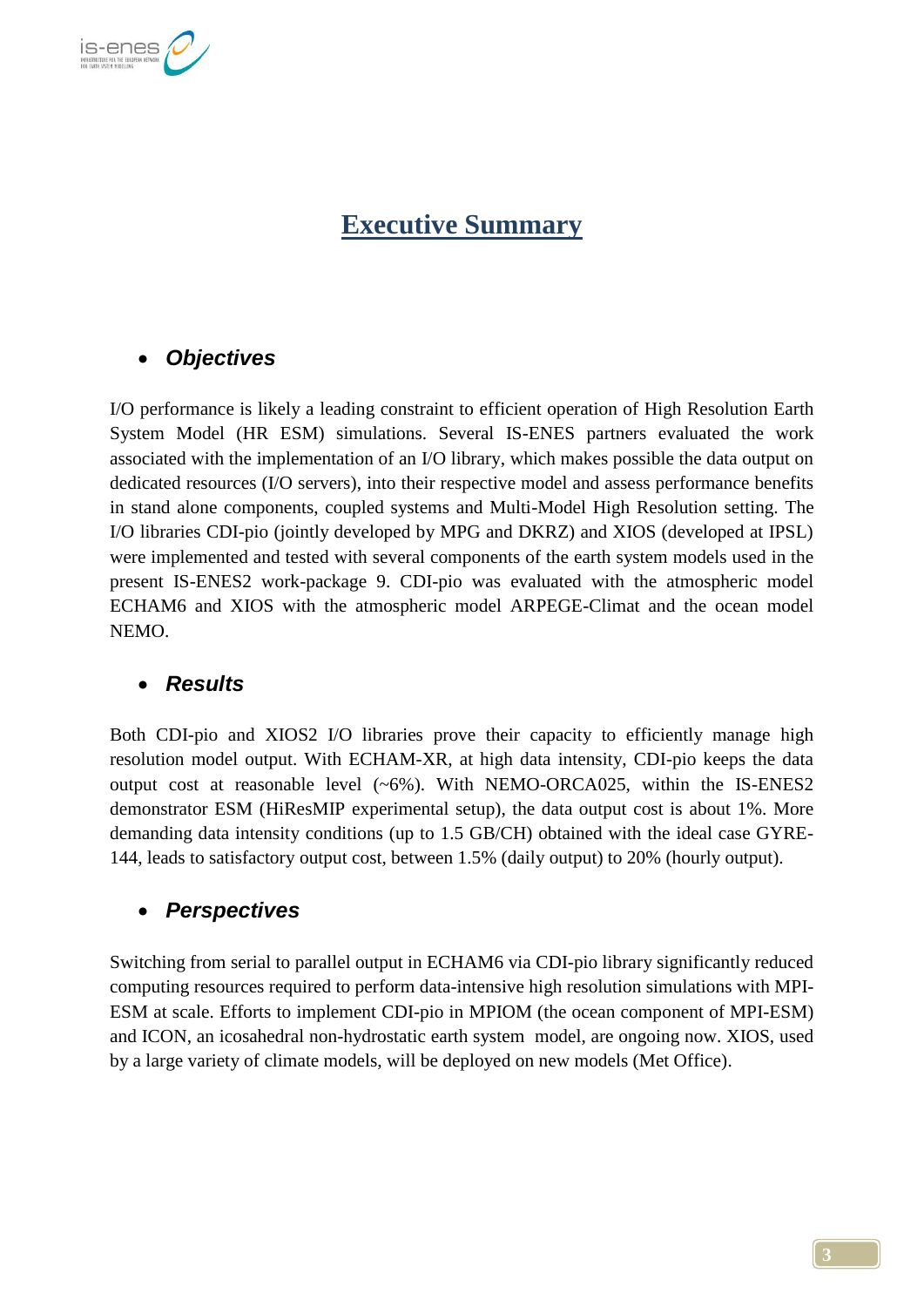# Executive Summary

- ***Objectives***

I/O performance is likely a leading constraint to efficient operation of High Resolution Earth System Model (HR ESM) simulations. Several IS-ENES partners evaluated the work associated with the implementation of an I/O library, which makes possible the data output on dedicated resources (I/O servers), into their respective model and assess performance benefits in stand alone components, coupled systems and Multi-Model High Resolution setting. The I/O libraries CDI-pio (jointly developed by MPG and DKRZ) and XIOS (developed at IPSL) were implemented and tested with several components of the earth system models used in the present IS-ENES2 work-package 9. CDI-pio was evaluated with the atmospheric model ECHAM6 and XIOS with the atmospheric model ARPEGE-Climat and the ocean model NEMO.

- ***Results***

Both CDI-pio and XIOS2 I/O libraries prove their capacity to efficiently manage high resolution model output. With ECHAM-XR, at high data intensity, CDI-pio keeps the data output cost at reasonable level (~6%). With NEMO-ORCA025, within the IS-ENES2 demonstrator ESM (HiResMIP experimental setup), the data output cost is about 1%. More demanding data intensity conditions (up to 1.5 GB/CH) obtained with the ideal case GYRE-144, leads to satisfactory output cost, between 1.5% (daily output) to 20% (hourly output).

- ***Perspectives***

Switching from serial to parallel output in ECHAM6 via CDI-pio library significantly reduced computing resources required to perform data-intensive high resolution simulations with MPI-ESM at scale. Efforts to implement CDI-pio in MPIOM (the ocean component of MPI-ESM) and ICON, an icosahedral non-hydrostatic earth system model, are ongoing now. XIOS, used by a large variety of climate models, will be deployed on new models (Met Office).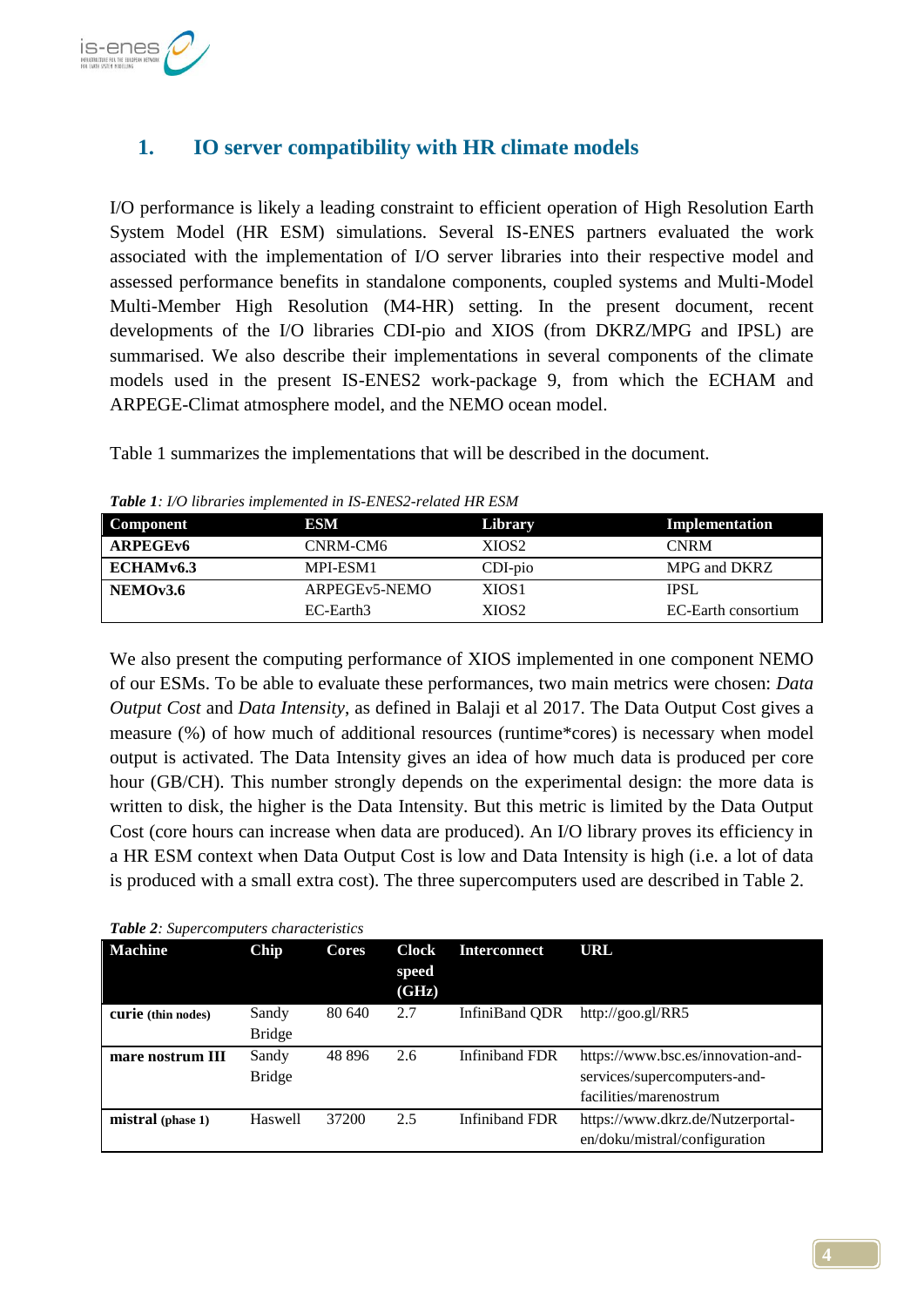# 1. IO server compatibility with HR climate models

I/O performance is likely a leading constraint to efficient operation of High Resolution Earth System Model (HR ESM) simulations. Several IS-ENES partners evaluated the work associated with the implementation of I/O server libraries into their respective model and assessed performance benefits in standalone components, coupled systems and Multi-Model Multi-Member High Resolution (M4-HR) setting. In the present document, recent developments of the I/O libraries CDI-pio and XIOS (from DKRZ/MPG and IPSL) are summarised. We also describe their implementations in several components of the climate models used in the present IS-ENES2 work-package 9, from which the ECHAM and ARPEGE-Climat atmosphere model, and the NEMO ocean model.

Table 1 summarizes the implementations that will be described in the document.

***Table 1**: I/O libraries implemented in IS-ENES2-related HR ESM*

| Component | ESM | Library | Implementation |
|---|---|---|---|
| **ARPEGEv6** | CNRM-CM6 | XIOS2 | CNRM |
| **ECHAMv6.3** | MPI-ESM1 | CDI-pio | MPG and DKRZ |
| **NEMOv3.6** | ARPEGEv5-NEMO | XIOS1 | IPSL |
| | EC-Earth3 | XIOS2 | EC-Earth consortium |

We also present the computing performance of XIOS implemented in one component NEMO of our ESMs. To be able to evaluate these performances, two main metrics were chosen: *Data Output Cost* and *Data Intensity*, as defined in Balaji et al 2017. The Data Output Cost gives a measure (%) of how much of additional resources (runtime*cores) is necessary when model output is activated. The Data Intensity gives an idea of how much data is produced per core hour (GB/CH). This number strongly depends on the experimental design: the more data is written to disk, the higher is the Data Intensity. But this metric is limited by the Data Output Cost (core hours can increase when data are produced). An I/O library proves its efficiency in a HR ESM context when Data Output Cost is low and Data Intensity is high (i.e. a lot of data is produced with a small extra cost). The three supercomputers used are described in Table 2.

***Table 2**: Supercomputers characteristics*

| Machine | Chip | Cores | Clock speed (GHz) | Interconnect | URL |
|---|---|---|---|---|---|
| **curie** (thin nodes) | Sandy Bridge | 80 640 | 2.7 | InfiniBand QDR | http://goo.gl/RR5 |
| **mare nostrum III** | Sandy Bridge | 48 896 | 2.6 | Infiniband FDR | https://www.bsc.es/innovation-and-services/supercomputers-and-facilities/marenostrum |
| **mistral** (phase 1) | Haswell | 37200 | 2.5 | Infiniband FDR | https://www.dkrz.de/Nutzerportal-en/doku/mistral/configuration |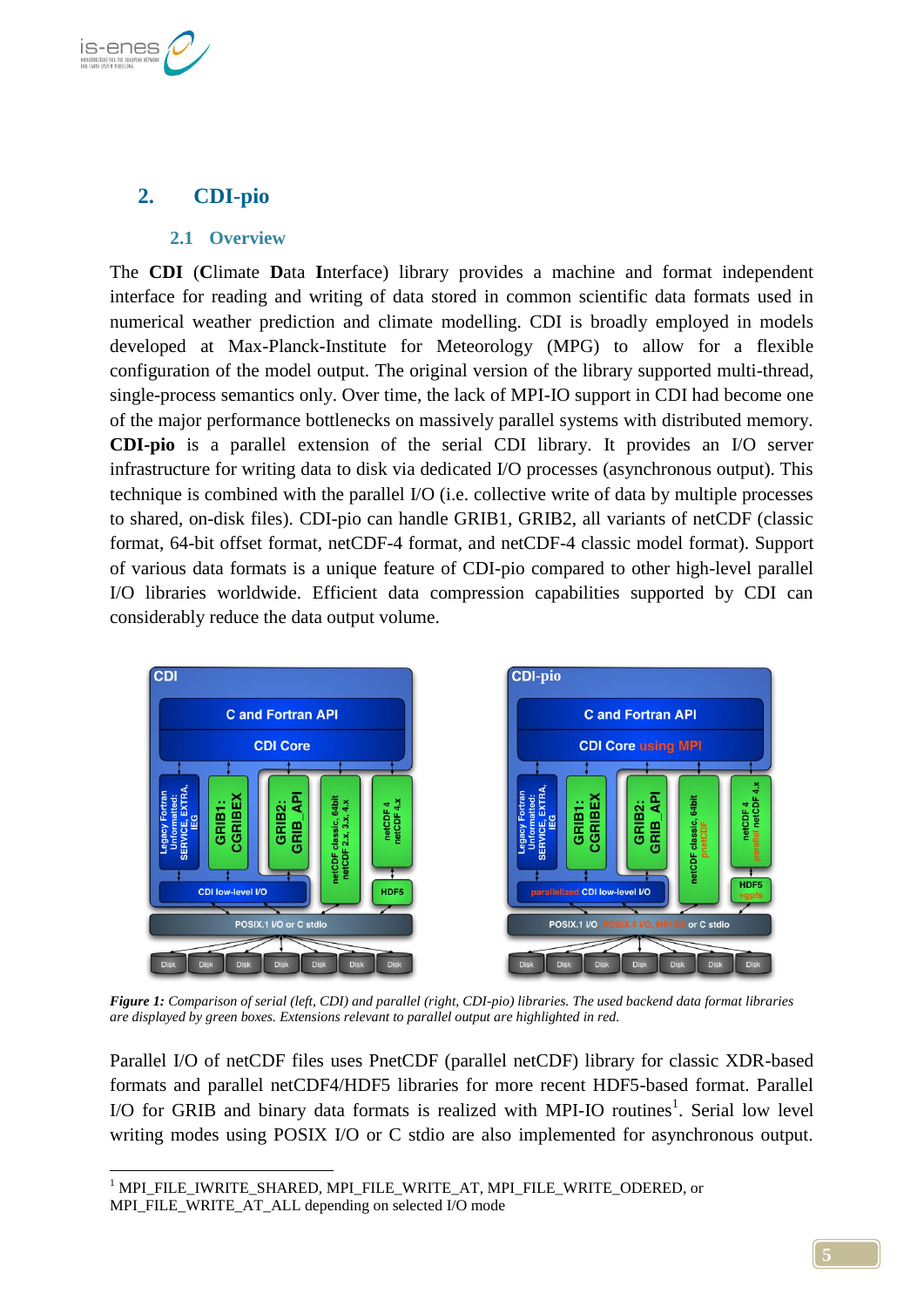## 2. CDI-pio

### 2.1 Overview

The **CDI** (**C**limate **D**ata **I**nterface) library provides a machine and format independent interface for reading and writing of data stored in common scientific data formats used in numerical weather prediction and climate modelling. CDI is broadly employed in models developed at Max-Planck-Institute for Meteorology (MPG) to allow for a flexible configuration of the model output. The original version of the library supported multi-thread, single-process semantics only. Over time, the lack of MPI-IO support in CDI had become one of the major performance bottlenecks on massively parallel systems with distributed memory. **CDI-pio** is a parallel extension of the serial CDI library. It provides an I/O server infrastructure for writing data to disk via dedicated I/O processes (asynchronous output). This technique is combined with the parallel I/O (i.e. collective write of data by multiple processes to shared, on-disk files). CDI-pio can handle GRIB1, GRIB2, all variants of netCDF (classic format, 64-bit offset format, netCDF-4 format, and netCDF-4 classic model format). Support of various data formats is a unique feature of CDI-pio compared to other high-level parallel I/O libraries worldwide. Efficient data compression capabilities supported by CDI can considerably reduce the data output volume.

***Figure 1:*** *Comparison of serial (left, CDI) and parallel (right, CDI-pio) libraries. The used backend data format libraries are displayed by green boxes. Extensions relevant to parallel output are highlighted in red.*

Parallel I/O of netCDF files uses PnetCDF (parallel netCDF) library for classic XDR-based formats and parallel netCDF4/HDF5 libraries for more recent HDF5-based format. Parallel I/O for GRIB and binary data formats is realized with MPI-IO routines[1]. Serial low level writing modes using POSIX I/O or C stdio are also implemented for asynchronous output.

[1] MPI_FILE_IWRITE_SHARED, MPI_FILE_WRITE_AT, MPI_FILE_WRITE_ODERED, or MPI_FILE_WRITE_AT_ALL depending on selected I/O mode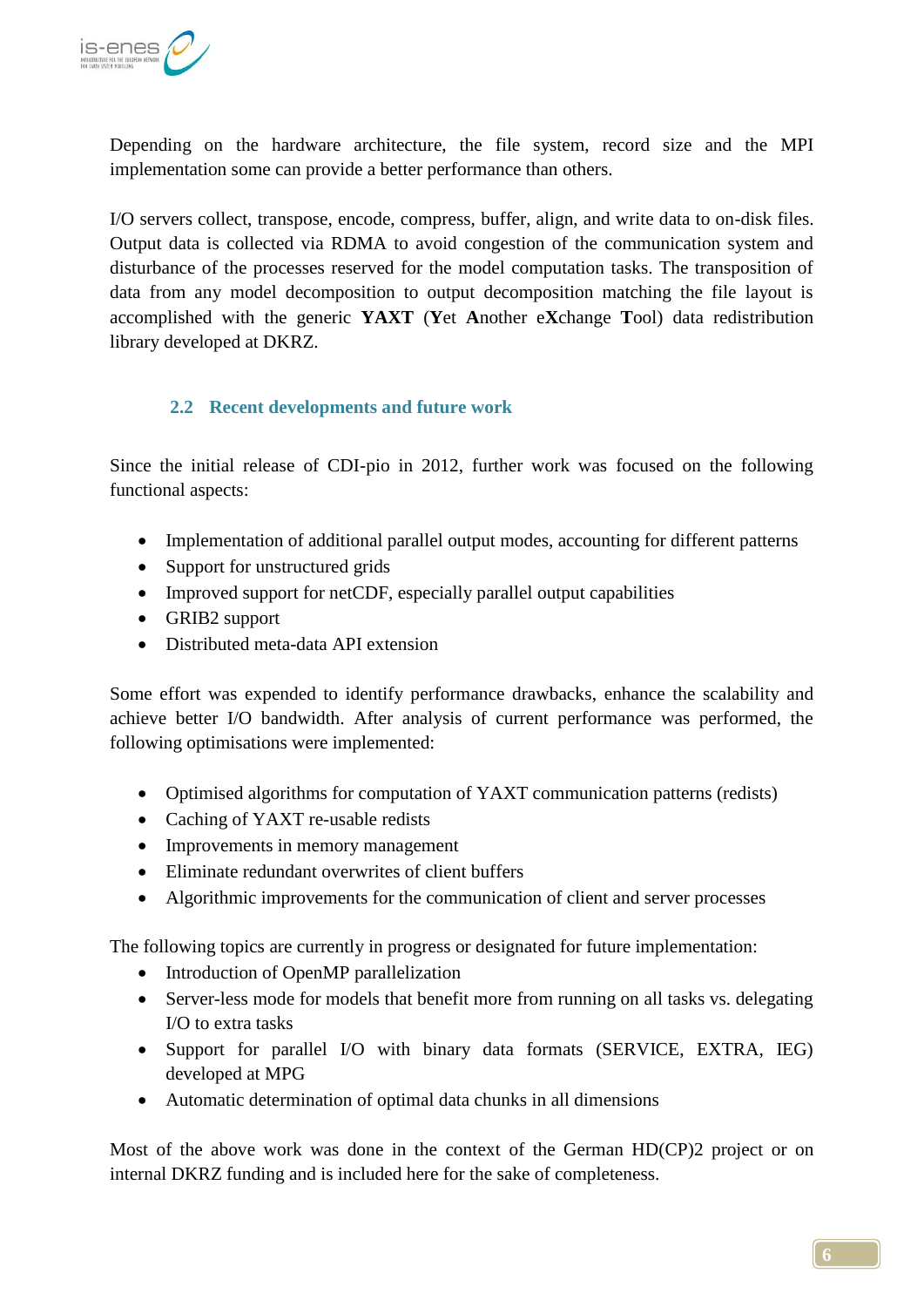Depending on the hardware architecture, the file system, record size and the MPI implementation some can provide a better performance than others.

I/O servers collect, transpose, encode, compress, buffer, align, and write data to on-disk files. Output data is collected via RDMA to avoid congestion of the communication system and disturbance of the processes reserved for the model computation tasks. The transposition of data from any model decomposition to output decomposition matching the file layout is accomplished with the generic **YAXT** (**Y**et **A**nother e**X**change **T**ool) data redistribution library developed at DKRZ.

## 2.2 Recent developments and future work

Since the initial release of CDI-pio in 2012, further work was focused on the following functional aspects:

- Implementation of additional parallel output modes, accounting for different patterns
- Support for unstructured grids
- Improved support for netCDF, especially parallel output capabilities
- GRIB2 support
- Distributed meta-data API extension

Some effort was expended to identify performance drawbacks, enhance the scalability and achieve better I/O bandwidth. After analysis of current performance was performed, the following optimisations were implemented:

- Optimised algorithms for computation of YAXT communication patterns (redists)
- Caching of YAXT re-usable redists
- Improvements in memory management
- Eliminate redundant overwrites of client buffers
- Algorithmic improvements for the communication of client and server processes

The following topics are currently in progress or designated for future implementation:

- Introduction of OpenMP parallelization
- Server-less mode for models that benefit more from running on all tasks vs. delegating I/O to extra tasks
- Support for parallel I/O with binary data formats (SERVICE, EXTRA, IEG) developed at MPG
- Automatic determination of optimal data chunks in all dimensions

Most of the above work was done in the context of the German HD(CP)2 project or on internal DKRZ funding and is included here for the sake of completeness.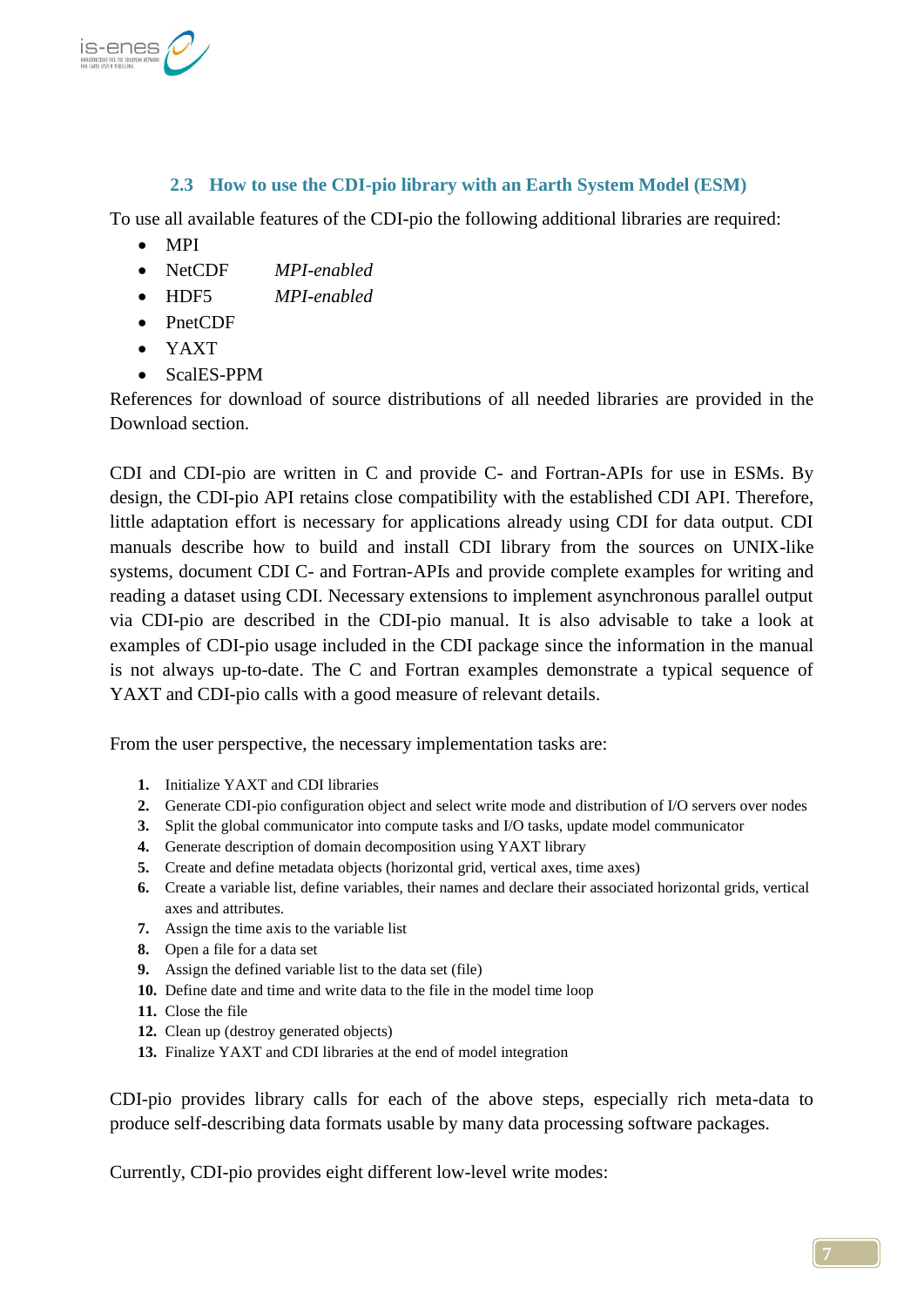## 2.3 How to use the CDI-pio library with an Earth System Model (ESM)

To use all available features of the CDI-pio the following additional libraries are required:

- MPI
- NetCDF *MPI-enabled*
- HDF5 *MPI-enabled*
- PnetCDF
- YAXT
- ScalES-PPM

References for download of source distributions of all needed libraries are provided in the Download section.

CDI and CDI-pio are written in C and provide C- and Fortran-APIs for use in ESMs. By design, the CDI-pio API retains close compatibility with the established CDI API. Therefore, little adaptation effort is necessary for applications already using CDI for data output. CDI manuals describe how to build and install CDI library from the sources on UNIX-like systems, document CDI C- and Fortran-APIs and provide complete examples for writing and reading a dataset using CDI. Necessary extensions to implement asynchronous parallel output via CDI-pio are described in the CDI-pio manual. It is also advisable to take a look at examples of CDI-pio usage included in the CDI package since the information in the manual is not always up-to-date. The C and Fortran examples demonstrate a typical sequence of YAXT and CDI-pio calls with a good measure of relevant details.

From the user perspective, the necessary implementation tasks are:

1. Initialize YAXT and CDI libraries
2. Generate CDI-pio configuration object and select write mode and distribution of I/O servers over nodes
3. Split the global communicator into compute tasks and I/O tasks, update model communicator
4. Generate description of domain decomposition using YAXT library
5. Create and define metadata objects (horizontal grid, vertical axes, time axes)
6. Create a variable list, define variables, their names and declare their associated horizontal grids, vertical axes and attributes.
7. Assign the time axis to the variable list
8. Open a file for a data set
9. Assign the defined variable list to the data set (file)
10. Define date and time and write data to the file in the model time loop
11. Close the file
12. Clean up (destroy generated objects)
13. Finalize YAXT and CDI libraries at the end of model integration

CDI-pio provides library calls for each of the above steps, especially rich meta-data to produce self-describing data formats usable by many data processing software packages.

Currently, CDI-pio provides eight different low-level write modes: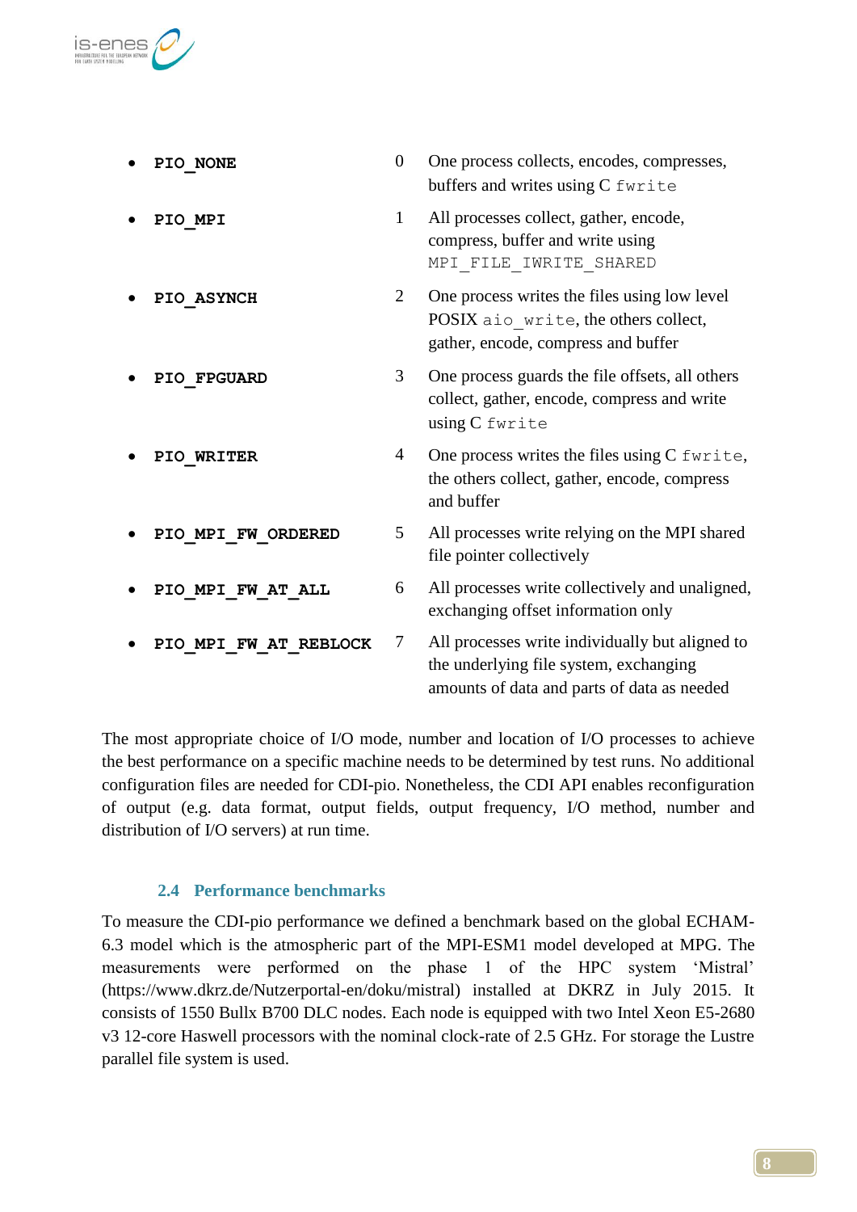- **PIO_NONE** 0 One process collects, encodes, compresses, buffers and writes using C `fwrite`
- **PIO_MPI** 1 All processes collect, gather, encode, compress, buffer and write using `MPI_FILE_IWRITE_SHARED`
- **PIO_ASYNCH** 2 One process writes the files using low level POSIX `aio_write`, the others collect, gather, encode, compress and buffer
- **PIO_FPGUARD** 3 One process guards the file offsets, all others collect, gather, encode, compress and write using C `fwrite`
- **PIO_WRITER** 4 One process writes the files using C `fwrite`, the others collect, gather, encode, compress and buffer
- **PIO_MPI_FW_ORDERED** 5 All processes write relying on the MPI shared file pointer collectively
- **PIO_MPI_FW_AT_ALL** 6 All processes write collectively and unaligned, exchanging offset information only
- **PIO_MPI_FW_AT_REBLOCK** 7 All processes write individually but aligned to the underlying file system, exchanging amounts of data and parts of data as needed

The most appropriate choice of I/O mode, number and location of I/O processes to achieve the best performance on a specific machine needs to be determined by test runs. No additional configuration files are needed for CDI-pio. Nonetheless, the CDI API enables reconfiguration of output (e.g. data format, output fields, output frequency, I/O method, number and distribution of I/O servers) at run time.

### 2.4 Performance benchmarks

To measure the CDI-pio performance we defined a benchmark based on the global ECHAM-6.3 model which is the atmospheric part of the MPI-ESM1 model developed at MPG. The measurements were performed on the phase 1 of the HPC system 'Mistral' (https://www.dkrz.de/Nutzerportal-en/doku/mistral) installed at DKRZ in July 2015. It consists of 1550 Bullx B700 DLC nodes. Each node is equipped with two Intel Xeon E5-2680 v3 12-core Haswell processors with the nominal clock-rate of 2.5 GHz. For storage the Lustre parallel file system is used.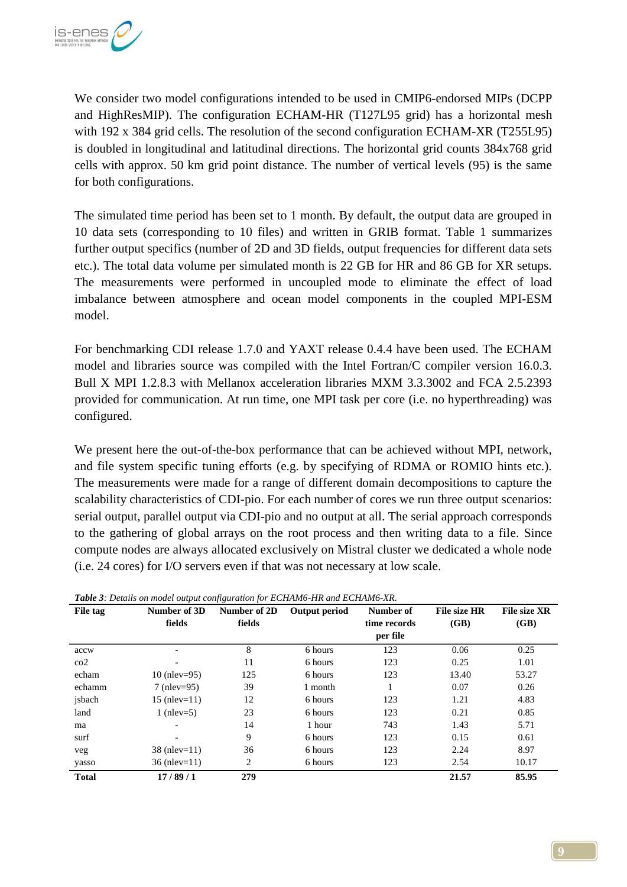We consider two model configurations intended to be used in CMIP6-endorsed MIPs (DCPP and HighResMIP). The configuration ECHAM-HR (T127L95 grid) has a horizontal mesh with 192 x 384 grid cells. The resolution of the second configuration ECHAM-XR (T255L95) is doubled in longitudinal and latitudinal directions. The horizontal grid counts 384x768 grid cells with approx. 50 km grid point distance. The number of vertical levels (95) is the same for both configurations.

The simulated time period has been set to 1 month. By default, the output data are grouped in 10 data sets (corresponding to 10 files) and written in GRIB format. Table 1 summarizes further output specifics (number of 2D and 3D fields, output frequencies for different data sets etc.). The total data volume per simulated month is 22 GB for HR and 86 GB for XR setups. The measurements were performed in uncoupled mode to eliminate the effect of load imbalance between atmosphere and ocean model components in the coupled MPI-ESM model.

For benchmarking CDI release 1.7.0 and YAXT release 0.4.4 have been used. The ECHAM model and libraries source was compiled with the Intel Fortran/C compiler version 16.0.3. Bull X MPI 1.2.8.3 with Mellanox acceleration libraries MXM 3.3.3002 and FCA 2.5.2393 provided for communication. At run time, one MPI task per core (i.e. no hyperthreading) was configured.

We present here the out-of-the-box performance that can be achieved without MPI, network, and file system specific tuning efforts (e.g. by specifying of RDMA or ROMIO hints etc.). The measurements were made for a range of different domain decompositions to capture the scalability characteristics of CDI-pio. For each number of cores we run three output scenarios: serial output, parallel output via CDI-pio and no output at all. The serial approach corresponds to the gathering of global arrays on the root process and then writing data to a file. Since compute nodes are always allocated exclusively on Mistral cluster we dedicated a whole node (i.e. 24 cores) for I/O servers even if that was not necessary at low scale.

***Table 3**: Details on model output configuration for ECHAM6-HR and ECHAM6-XR.*

| File tag | Number of 3D fields | Number of 2D fields | Output period | Number of time records per file | File size HR (GB) | File size XR (GB) |
|---|---|---|---|---|---|---|
| accw | - | 8 | 6 hours | 123 | 0.06 | 0.25 |
| co2 | - | 11 | 6 hours | 123 | 0.25 | 1.01 |
| echam | 10 (nlev=95) | 125 | 6 hours | 123 | 13.40 | 53.27 |
| echamm | 7 (nlev=95) | 39 | 1 month | 1 | 0.07 | 0.26 |
| jsbach | 15 (nlev=11) | 12 | 6 hours | 123 | 1.21 | 4.83 |
| land | 1 (nlev=5) | 23 | 6 hours | 123 | 0.21 | 0.85 |
| ma | - | 14 | 1 hour | 743 | 1.43 | 5.71 |
| surf | - | 9 | 6 hours | 123 | 0.15 | 0.61 |
| veg | 38 (nlev=11) | 36 | 6 hours | 123 | 2.24 | 8.97 |
| yasso | 36 (nlev=11) | 2 | 6 hours | 123 | 2.54 | 10.17 |
| **Total** | **17 / 89 / 1** | **279** | | | **21.57** | **85.95** |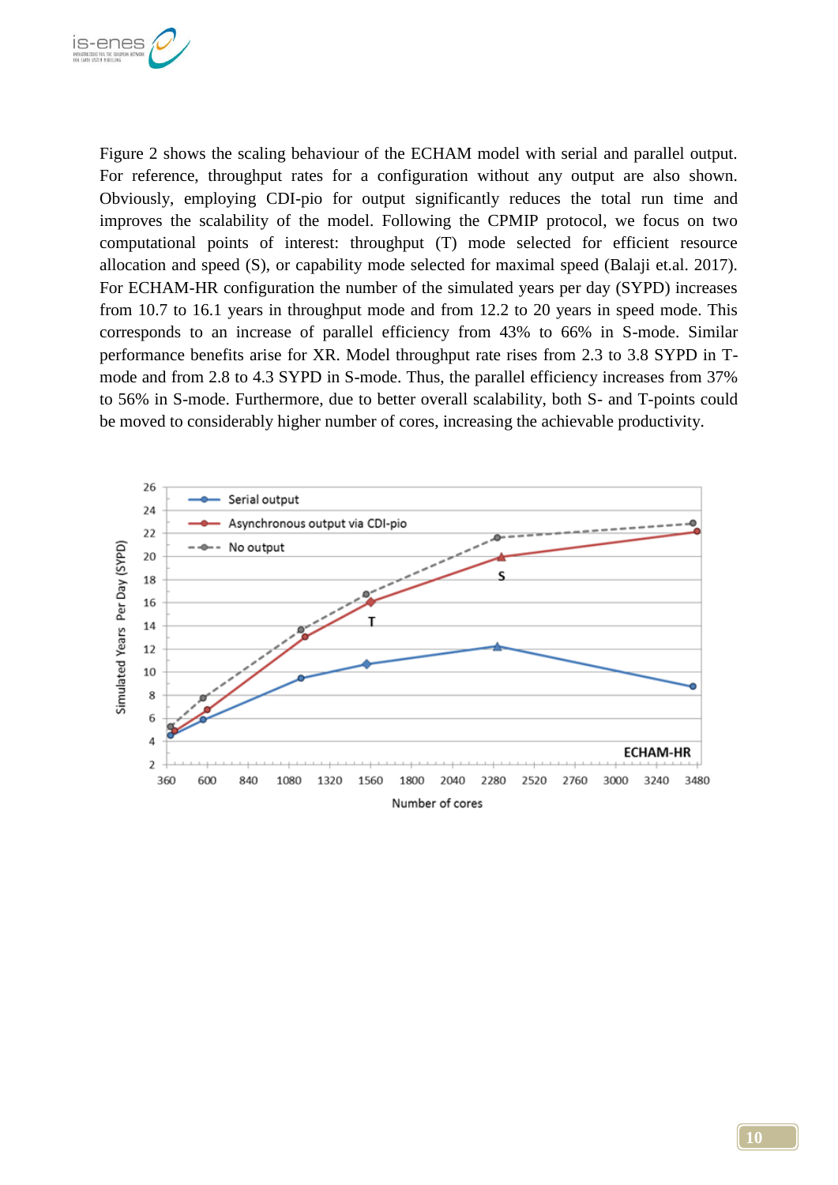Figure 2 shows the scaling behaviour of the ECHAM model with serial and parallel output. For reference, throughput rates for a configuration without any output are also shown. Obviously, employing CDI-pio for output significantly reduces the total run time and improves the scalability of the model. Following the CPMIP protocol, we focus on two computational points of interest: throughput (T) mode selected for efficient resource allocation and speed (S), or capability mode selected for maximal speed (Balaji et.al. 2017). For ECHAM-HR configuration the number of the simulated years per day (SYPD) increases from 10.7 to 16.1 years in throughput mode and from 12.2 to 20 years in speed mode. This corresponds to an increase of parallel efficiency from 43% to 66% in S-mode. Similar performance benefits arise for XR. Model throughput rate rises from 2.3 to 3.8 SYPD in T-mode and from 2.8 to 4.3 SYPD in S-mode. Thus, the parallel efficiency increases from 37% to 56% in S-mode. Furthermore, due to better overall scalability, both S- and T-points could be moved to considerably higher number of cores, increasing the achievable productivity.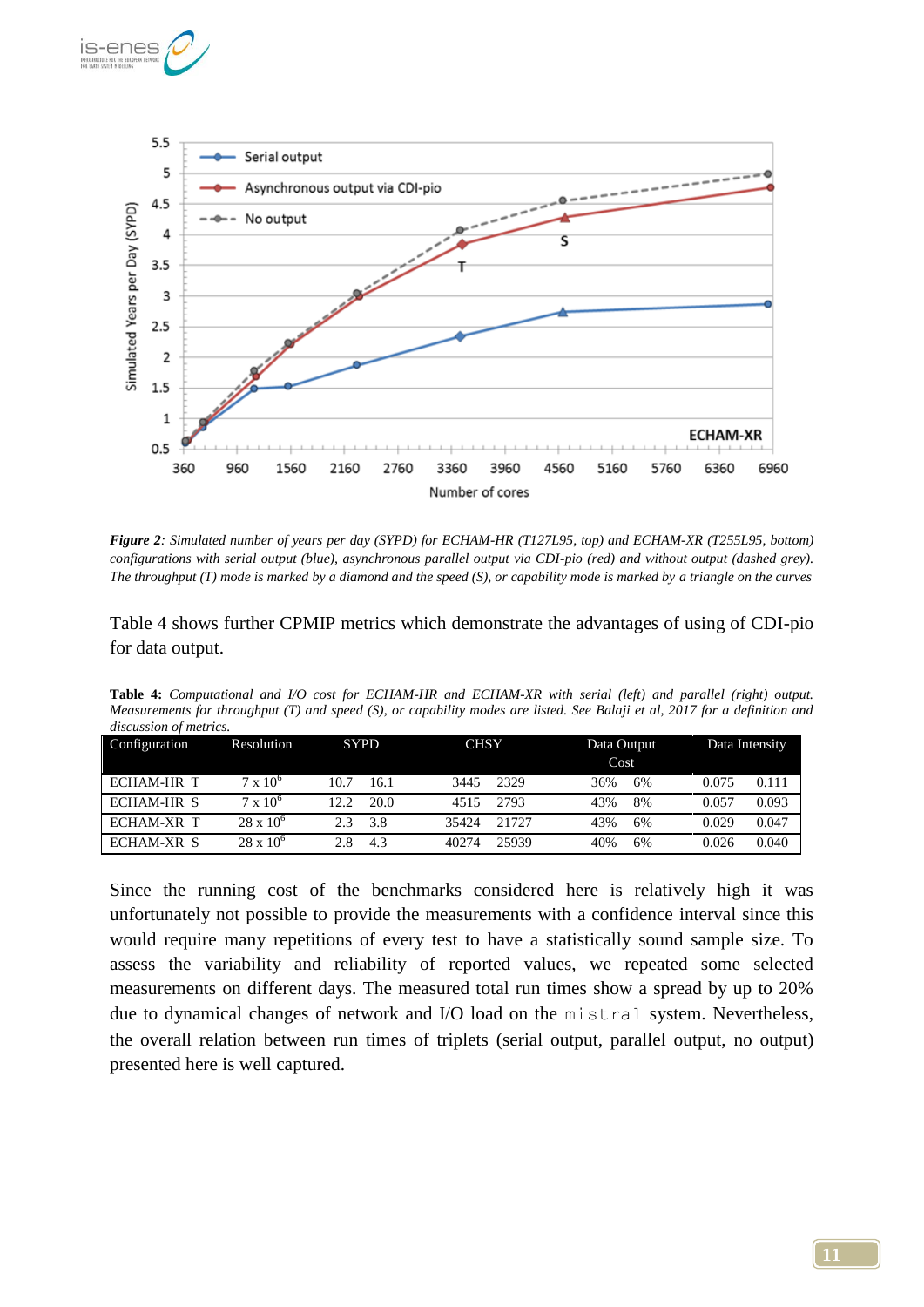***Figure 2**: Simulated number of years per day (SYPD) for ECHAM-HR (T127L95, top) and ECHAM-XR (T255L95, bottom) configurations with serial output (blue), asynchronous parallel output via CDI-pio (red) and without output (dashed grey). The throughput (T) mode is marked by a diamond and the speed (S), or capability mode is marked by a triangle on the curves*

Table 4 shows further CPMIP metrics which demonstrate the advantages of using of CDI-pio for data output.

**Table 4:** *Computational and I/O cost for ECHAM-HR and ECHAM-XR with serial (left) and parallel (right) output. Measurements for throughput (T) and speed (S), or capability modes are listed. See Balaji et al, 2017 for a definition and discussion of metrics.*

| Configuration | Resolution | SYPD | | CHSY | | Data Output Cost | | Data Intensity | |
|---|---|---|---|---|---|---|---|---|---|
| ECHAM-HR T | $7 \times 10^6$ | 10.7 | 16.1 | 3445 | 2329 | 36% | 6% | 0.075 | 0.111 |
| ECHAM-HR S | $7 \times 10^6$ | 12.2 | 20.0 | 4515 | 2793 | 43% | 8% | 0.057 | 0.093 |
| ECHAM-XR T | $28 \times 10^6$ | 2.3 | 3.8 | 35424 | 21727 | 43% | 6% | 0.029 | 0.047 |
| ECHAM-XR S | $28 \times 10^6$ | 2.8 | 4.3 | 40274 | 25939 | 40% | 6% | 0.026 | 0.040 |

Since the running cost of the benchmarks considered here is relatively high it was unfortunately not possible to provide the measurements with a confidence interval since this would require many repetitions of every test to have a statistically sound sample size. To assess the variability and reliability of reported values, we repeated some selected measurements on different days. The measured total run times show a spread by up to 20% due to dynamical changes of network and I/O load on the `mistral` system. Nevertheless, the overall relation between run times of triplets (serial output, parallel output, no output) presented here is well captured.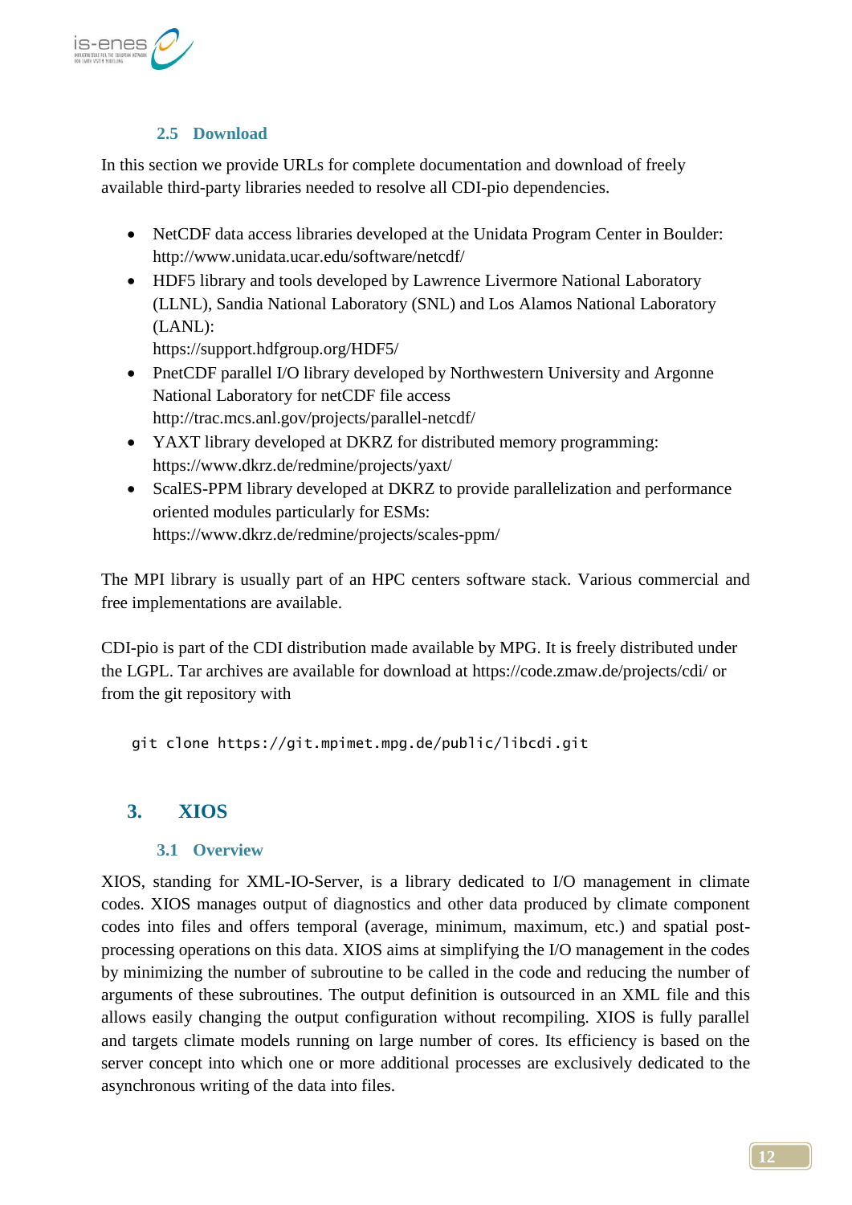### 2.5 Download

In this section we provide URLs for complete documentation and download of freely available third-party libraries needed to resolve all CDI-pio dependencies.

- NetCDF data access libraries developed at the Unidata Program Center in Boulder: http://www.unidata.ucar.edu/software/netcdf/
- HDF5 library and tools developed by Lawrence Livermore National Laboratory (LLNL), Sandia National Laboratory (SNL) and Los Alamos National Laboratory (LANL):
  https://support.hdfgroup.org/HDF5/
- PnetCDF parallel I/O library developed by Northwestern University and Argonne National Laboratory for netCDF file access
  http://trac.mcs.anl.gov/projects/parallel-netcdf/
- YAXT library developed at DKRZ for distributed memory programming: https://www.dkrz.de/redmine/projects/yaxt/
- ScalES-PPM library developed at DKRZ to provide parallelization and performance oriented modules particularly for ESMs:
  https://www.dkrz.de/redmine/projects/scales-ppm/

The MPI library is usually part of an HPC centers software stack. Various commercial and free implementations are available.

CDI-pio is part of the CDI distribution made available by MPG. It is freely distributed under the LGPL. Tar archives are available for download at https://code.zmaw.de/projects/cdi/ or from the git repository with

```
git clone https://git.mpimet.mpg.de/public/libcdi.git
```

## 3. XIOS

### 3.1 Overview

XIOS, standing for XML-IO-Server, is a library dedicated to I/O management in climate codes. XIOS manages output of diagnostics and other data produced by climate component codes into files and offers temporal (average, minimum, maximum, etc.) and spatial post-processing operations on this data. XIOS aims at simplifying the I/O management in the codes by minimizing the number of subroutine to be called in the code and reducing the number of arguments of these subroutines. The output definition is outsourced in an XML file and this allows easily changing the output configuration without recompiling. XIOS is fully parallel and targets climate models running on large number of cores. Its efficiency is based on the server concept into which one or more additional processes are exclusively dedicated to the asynchronous writing of the data into files.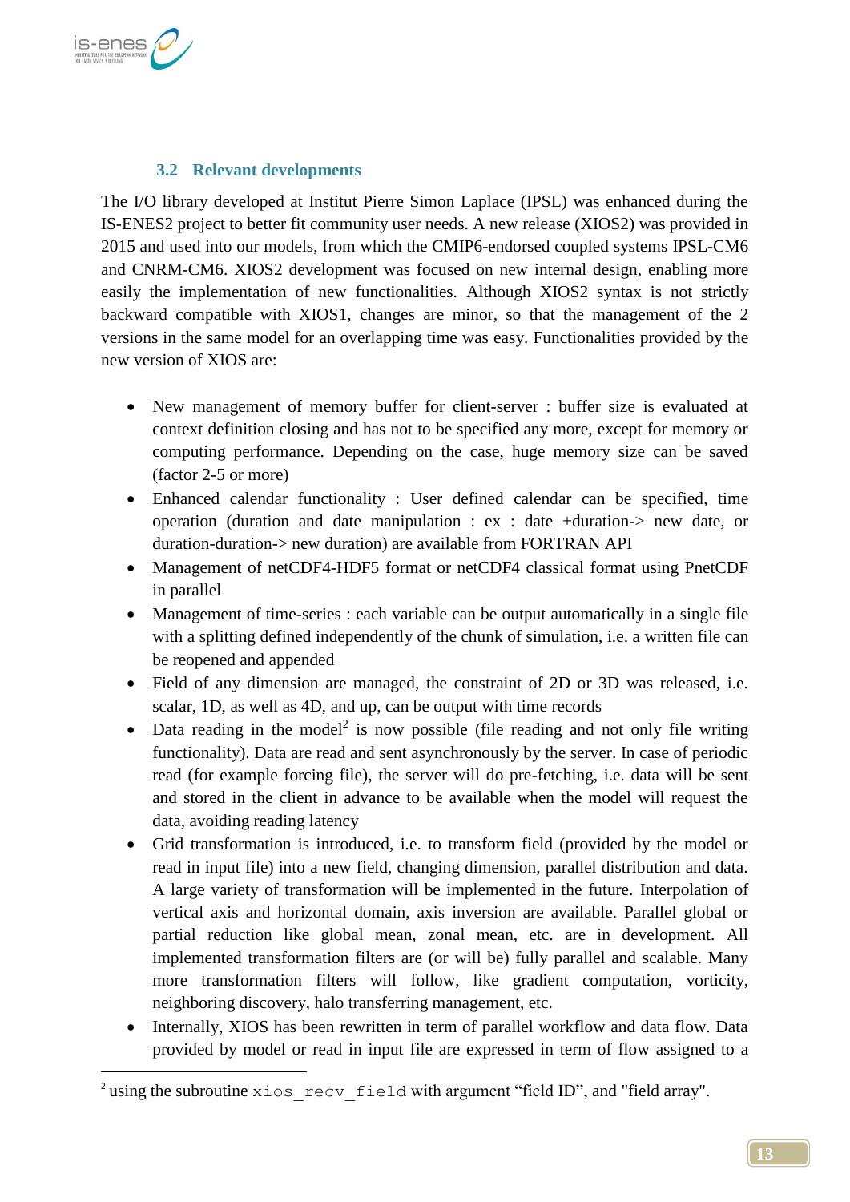### 3.2 Relevant developments

The I/O library developed at Institut Pierre Simon Laplace (IPSL) was enhanced during the IS-ENES2 project to better fit community user needs. A new release (XIOS2) was provided in 2015 and used into our models, from which the CMIP6-endorsed coupled systems IPSL-CM6 and CNRM-CM6. XIOS2 development was focused on new internal design, enabling more easily the implementation of new functionalities. Although XIOS2 syntax is not strictly backward compatible with XIOS1, changes are minor, so that the management of the 2 versions in the same model for an overlapping time was easy. Functionalities provided by the new version of XIOS are:

- New management of memory buffer for client-server : buffer size is evaluated at context definition closing and has not to be specified any more, except for memory or computing performance. Depending on the case, huge memory size can be saved (factor 2-5 or more)
- Enhanced calendar functionality : User defined calendar can be specified, time operation (duration and date manipulation : ex : date +duration-> new date, or duration-duration-> new duration) are available from FORTRAN API
- Management of netCDF4-HDF5 format or netCDF4 classical format using PnetCDF in parallel
- Management of time-series : each variable can be output automatically in a single file with a splitting defined independently of the chunk of simulation, i.e. a written file can be reopened and appended
- Field of any dimension are managed, the constraint of 2D or 3D was released, i.e. scalar, 1D, as well as 4D, and up, can be output with time records
- Data reading in the model[2] is now possible (file reading and not only file writing functionality). Data are read and sent asynchronously by the server. In case of periodic read (for example forcing file), the server will do pre-fetching, i.e. data will be sent and stored in the client in advance to be available when the model will request the data, avoiding reading latency
- Grid transformation is introduced, i.e. to transform field (provided by the model or read in input file) into a new field, changing dimension, parallel distribution and data. A large variety of transformation will be implemented in the future. Interpolation of vertical axis and horizontal domain, axis inversion are available. Parallel global or partial reduction like global mean, zonal mean, etc. are in development. All implemented transformation filters are (or will be) fully parallel and scalable. Many more transformation filters will follow, like gradient computation, vorticity, neighboring discovery, halo transferring management, etc.
- Internally, XIOS has been rewritten in term of parallel workflow and data flow. Data provided by model or read in input file are expressed in term of flow assigned to a

[2] using the subroutine `xios_recv_field` with argument “field ID”, and "field array".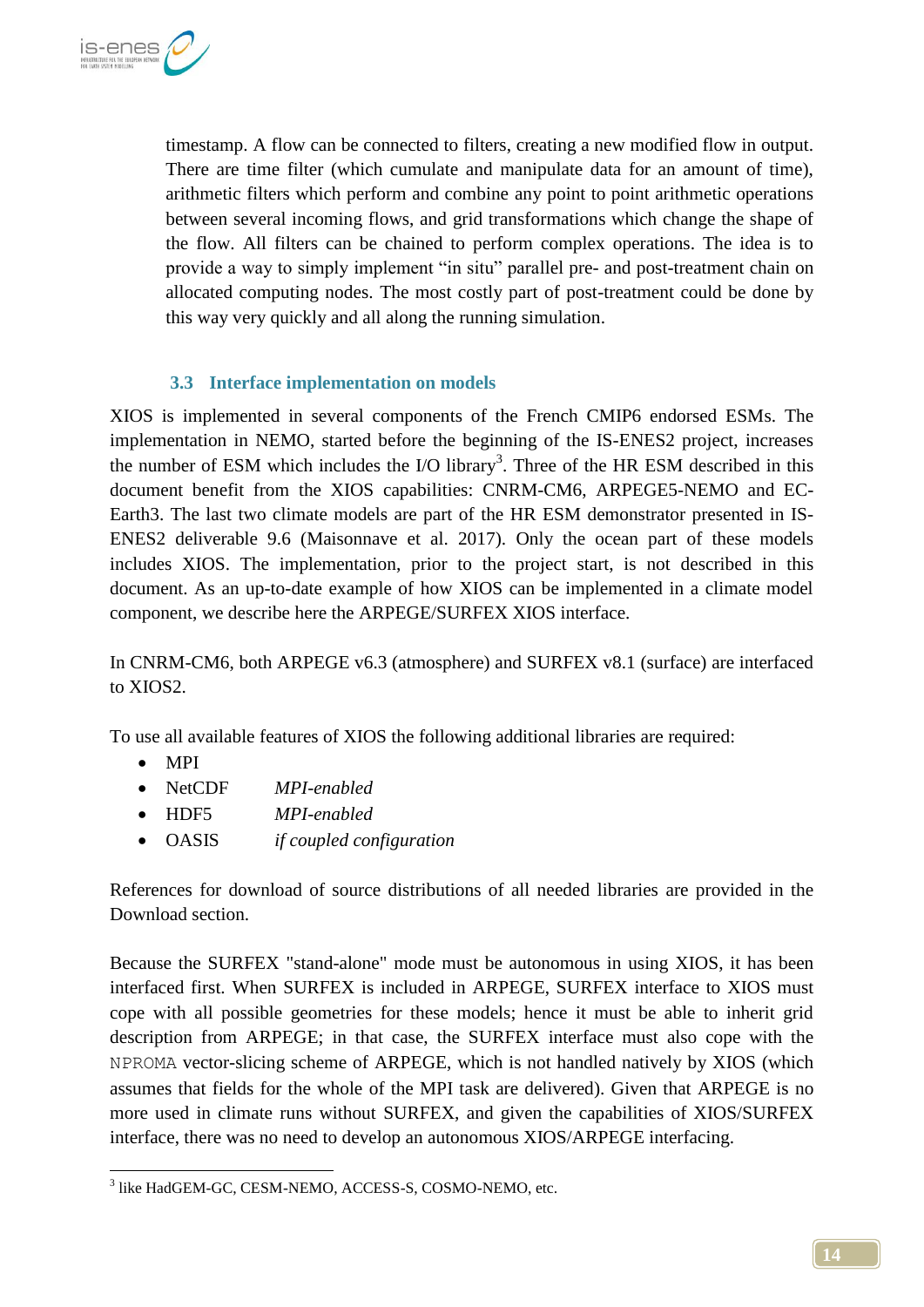timestamp. A flow can be connected to filters, creating a new modified flow in output. There are time filter (which cumulate and manipulate data for an amount of time), arithmetic filters which perform and combine any point to point arithmetic operations between several incoming flows, and grid transformations which change the shape of the flow. All filters can be chained to perform complex operations. The idea is to provide a way to simply implement "in situ" parallel pre- and post-treatment chain on allocated computing nodes. The most costly part of post-treatment could be done by this way very quickly and all along the running simulation.

### 3.3 Interface implementation on models

XIOS is implemented in several components of the French CMIP6 endorsed ESMs. The implementation in NEMO, started before the beginning of the IS-ENES2 project, increases the number of ESM which includes the I/O library[3]. Three of the HR ESM described in this document benefit from the XIOS capabilities: CNRM-CM6, ARPEGE5-NEMO and EC-Earth3. The last two climate models are part of the HR ESM demonstrator presented in IS-ENES2 deliverable 9.6 (Maisonnave et al. 2017). Only the ocean part of these models includes XIOS. The implementation, prior to the project start, is not described in this document. As an up-to-date example of how XIOS can be implemented in a climate model component, we describe here the ARPEGE/SURFEX XIOS interface.

In CNRM-CM6, both ARPEGE v6.3 (atmosphere) and SURFEX v8.1 (surface) are interfaced to XIOS2.

To use all available features of XIOS the following additional libraries are required:

- MPI
- NetCDF *MPI-enabled*
- HDF5 *MPI-enabled*
- OASIS *if coupled configuration*

References for download of source distributions of all needed libraries are provided in the Download section.

Because the SURFEX "stand-alone" mode must be autonomous in using XIOS, it has been interfaced first. When SURFEX is included in ARPEGE, SURFEX interface to XIOS must cope with all possible geometries for these models; hence it must be able to inherit grid description from ARPEGE; in that case, the SURFEX interface must also cope with the `NPROMA` vector-slicing scheme of ARPEGE, which is not handled natively by XIOS (which assumes that fields for the whole of the MPI task are delivered). Given that ARPEGE is no more used in climate runs without SURFEX, and given the capabilities of XIOS/SURFEX interface, there was no need to develop an autonomous XIOS/ARPEGE interfacing.

[3] like HadGEM-GC, CESM-NEMO, ACCESS-S, COSMO-NEMO, etc.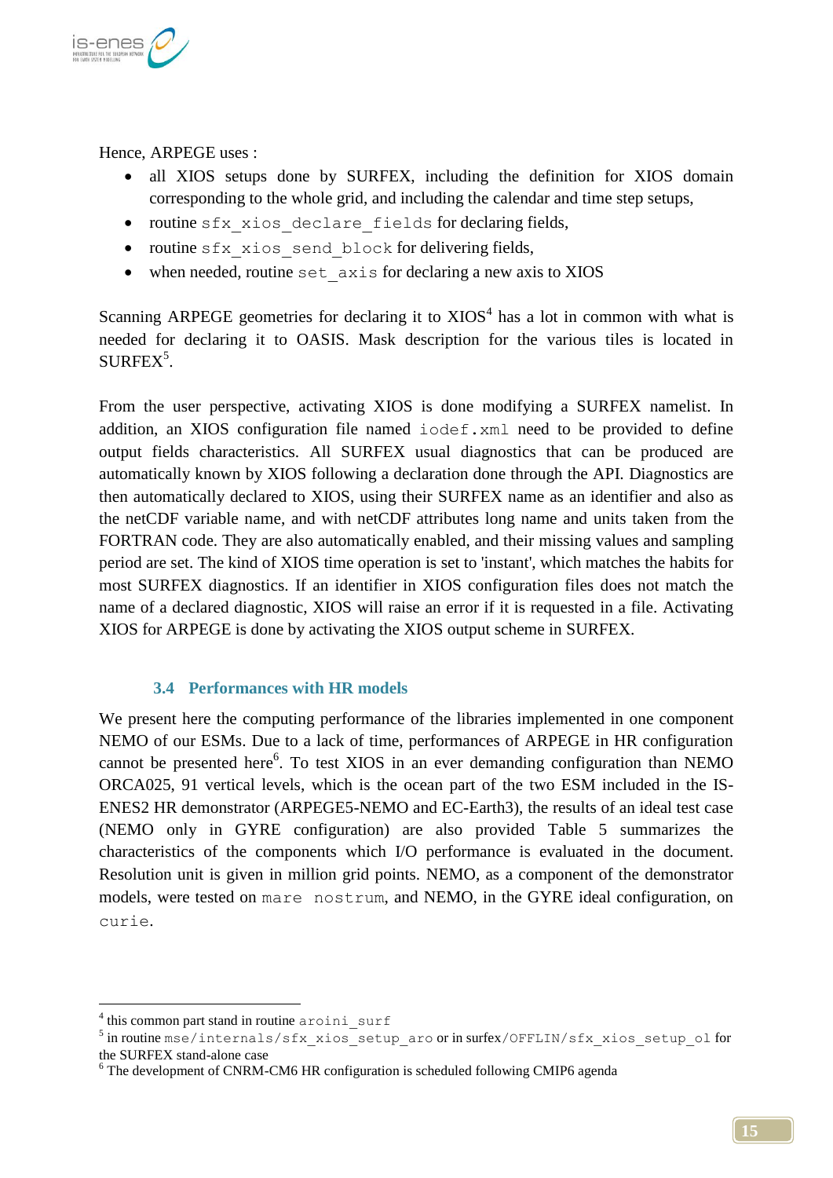Hence, ARPEGE uses :

- all XIOS setups done by SURFEX, including the definition for XIOS domain corresponding to the whole grid, and including the calendar and time step setups,
- routine `sfx_xios_declare_fields` for declaring fields,
- routine `sfx_xios_send_block` for delivering fields,
- when needed, routine `set_axis` for declaring a new axis to XIOS

Scanning ARPEGE geometries for declaring it to XIOS[4] has a lot in common with what is needed for declaring it to OASIS. Mask description for the various tiles is located in SURFEX[5].

From the user perspective, activating XIOS is done modifying a SURFEX namelist. In addition, an XIOS configuration file named `iodef.xml` need to be provided to define output fields characteristics. All SURFEX usual diagnostics that can be produced are automatically known by XIOS following a declaration done through the API. Diagnostics are then automatically declared to XIOS, using their SURFEX name as an identifier and also as the netCDF variable name, and with netCDF attributes long name and units taken from the FORTRAN code. They are also automatically enabled, and their missing values and sampling period are set. The kind of XIOS time operation is set to 'instant', which matches the habits for most SURFEX diagnostics. If an identifier in XIOS configuration files does not match the name of a declared diagnostic, XIOS will raise an error if it is requested in a file. Activating XIOS for ARPEGE is done by activating the XIOS output scheme in SURFEX.

### 3.4 Performances with HR models

We present here the computing performance of the libraries implemented in one component NEMO of our ESMs. Due to a lack of time, performances of ARPEGE in HR configuration cannot be presented here[6]. To test XIOS in an ever demanding configuration than NEMO ORCA025, 91 vertical levels, which is the ocean part of the two ESM included in the IS-ENES2 HR demonstrator (ARPEGE5-NEMO and EC-Earth3), the results of an ideal test case (NEMO only in GYRE configuration) are also provided Table 5 summarizes the characteristics of the components which I/O performance is evaluated in the document. Resolution unit is given in million grid points. NEMO, as a component of the demonstrator models, were tested on `mare nostrum`, and NEMO, in the GYRE ideal configuration, on `curie`.

---

[4] this common part stand in routine `aroini_surf`

[5] in routine `mse/internals/sfx_xios_setup_aro` or in surfex`/OFFLIN/sfx_xios_setup_ol` for the SURFEX stand-alone case

[6] The development of CNRM-CM6 HR configuration is scheduled following CMIP6 agenda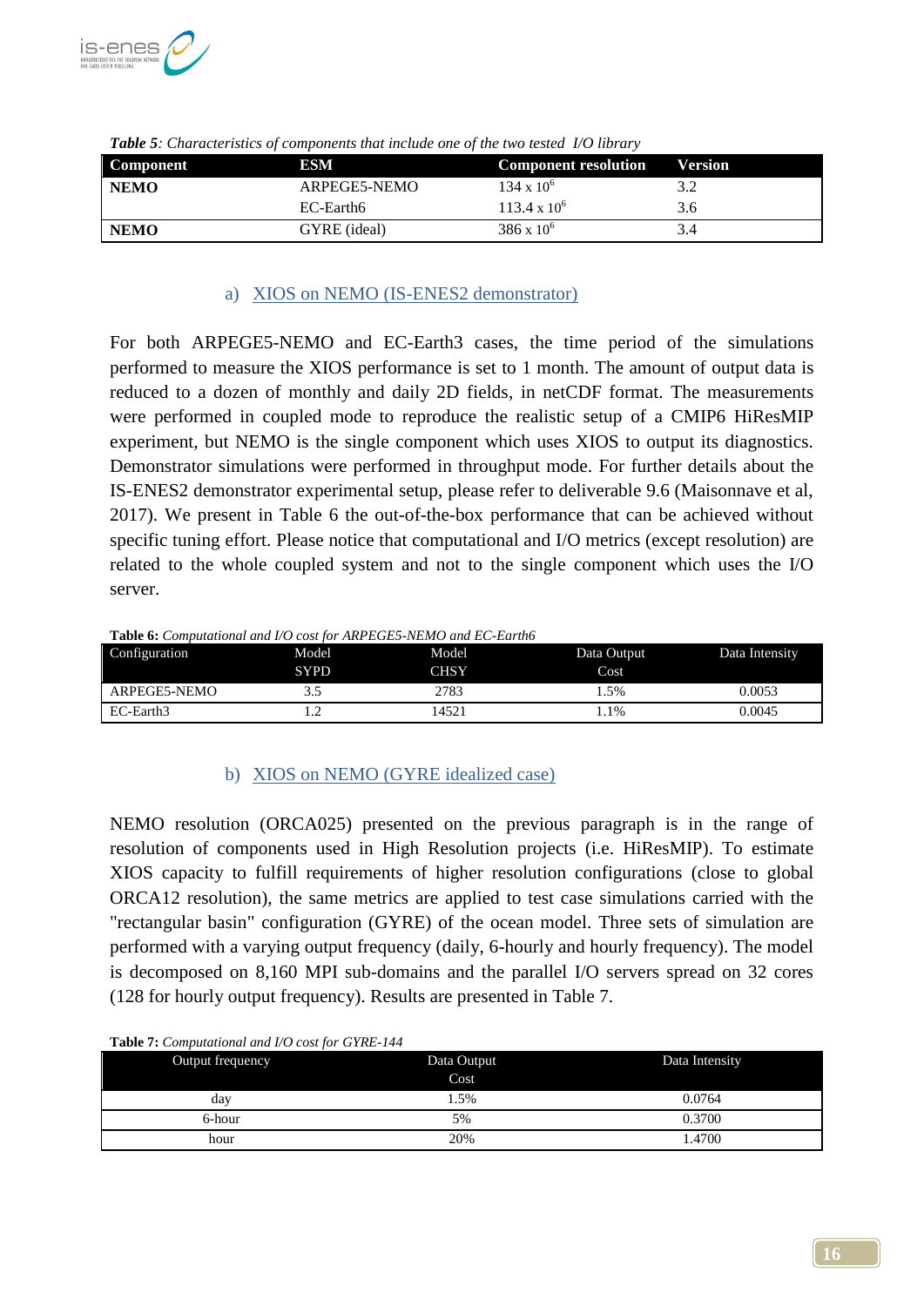***Table 5**: Characteristics of components that include one of the two tested I/O library*

| Component | ESM | Component resolution | Version |
|---|---|---|---|
| **NEMO** | ARPEGE5-NEMO | $134 \times 10^6$ | 3.2 |
| | EC-Earth6 | $113.4 \times 10^6$ | 3.6 |
| **NEMO** | GYRE (ideal) | $386 \times 10^6$ | 3.4 |

### a) XIOS on NEMO (IS-ENES2 demonstrator)

For both ARPEGE5-NEMO and EC-Earth3 cases, the time period of the simulations performed to measure the XIOS performance is set to 1 month. The amount of output data is reduced to a dozen of monthly and daily 2D fields, in netCDF format. The measurements were performed in coupled mode to reproduce the realistic setup of a CMIP6 HiResMIP experiment, but NEMO is the single component which uses XIOS to output its diagnostics. Demonstrator simulations were performed in throughput mode. For further details about the IS-ENES2 demonstrator experimental setup, please refer to deliverable 9.6 (Maisonnave et al, 2017). We present in Table 6 the out-of-the-box performance that can be achieved without specific tuning effort. Please notice that computational and I/O metrics (except resolution) are related to the whole coupled system and not to the single component which uses the I/O server.

**Table 6:** *Computational and I/O cost for ARPEGE5-NEMO and EC-Earth6*

| Configuration | Model SYPD | Model CHSY | Data Output Cost | Data Intensity |
|---|---|---|---|---|
| ARPEGE5-NEMO | 3.5 | 2783 | 1.5% | 0.0053 |
| EC-Earth3 | 1.2 | 14521 | 1.1% | 0.0045 |

### b) XIOS on NEMO (GYRE idealized case)

NEMO resolution (ORCA025) presented on the previous paragraph is in the range of resolution of components used in High Resolution projects (i.e. HiResMIP). To estimate XIOS capacity to fulfill requirements of higher resolution configurations (close to global ORCA12 resolution), the same metrics are applied to test case simulations carried with the "rectangular basin" configuration (GYRE) of the ocean model. Three sets of simulation are performed with a varying output frequency (daily, 6-hourly and hourly frequency). The model is decomposed on 8,160 MPI sub-domains and the parallel I/O servers spread on 32 cores (128 for hourly output frequency). Results are presented in Table 7.

**Table 7:** *Computational and I/O cost for GYRE-144*

| Output frequency | Data Output Cost | Data Intensity |
|---|---|---|
| day | 1.5% | 0.0764 |
| 6-hour | 5% | 0.3700 |
| hour | 20% | 1.4700 |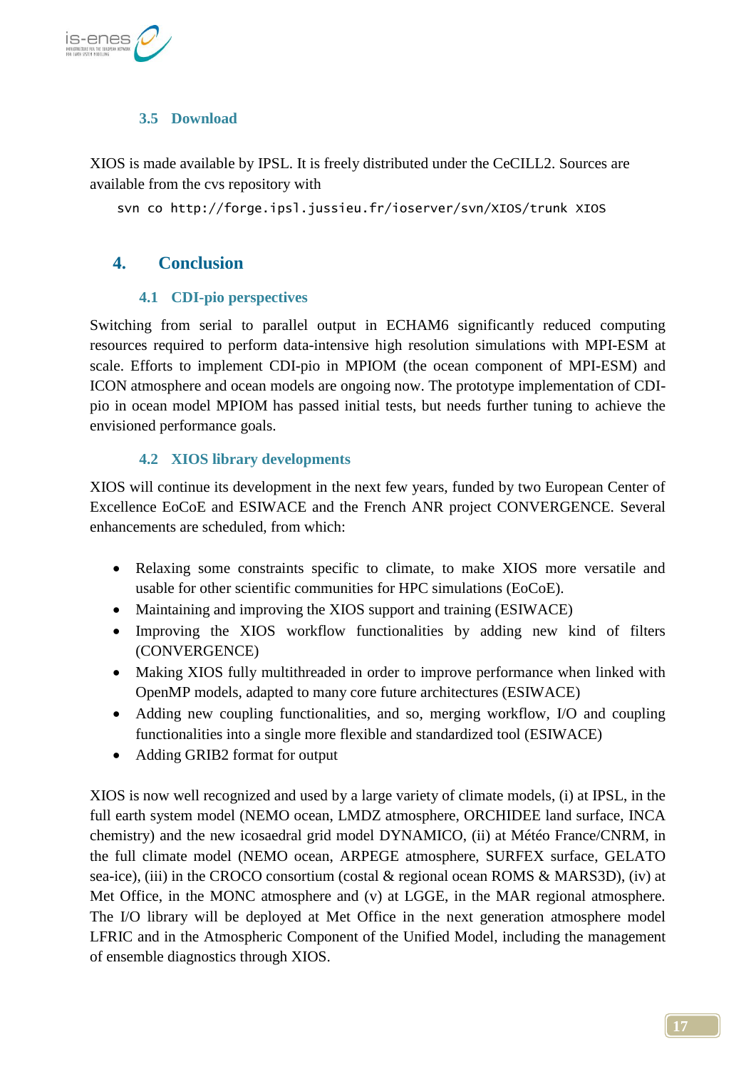### 3.5 Download

XIOS is made available by IPSL. It is freely distributed under the CeCILL2. Sources are available from the cvs repository with

```
svn co http://forge.ipsl.jussieu.fr/ioserver/svn/XIOS/trunk XIOS
```

## 4. Conclusion

### 4.1 CDI-pio perspectives

Switching from serial to parallel output in ECHAM6 significantly reduced computing resources required to perform data-intensive high resolution simulations with MPI-ESM at scale. Efforts to implement CDI-pio in MPIOM (the ocean component of MPI-ESM) and ICON atmosphere and ocean models are ongoing now. The prototype implementation of CDI-pio in ocean model MPIOM has passed initial tests, but needs further tuning to achieve the envisioned performance goals.

### 4.2 XIOS library developments

XIOS will continue its development in the next few years, funded by two European Center of Excellence EoCoE and ESIWACE and the French ANR project CONVERGENCE. Several enhancements are scheduled, from which:

- Relaxing some constraints specific to climate, to make XIOS more versatile and usable for other scientific communities for HPC simulations (EoCoE).
- Maintaining and improving the XIOS support and training (ESIWACE)
- Improving the XIOS workflow functionalities by adding new kind of filters (CONVERGENCE)
- Making XIOS fully multithreaded in order to improve performance when linked with OpenMP models, adapted to many core future architectures (ESIWACE)
- Adding new coupling functionalities, and so, merging workflow, I/O and coupling functionalities into a single more flexible and standardized tool (ESIWACE)
- Adding GRIB2 format for output

XIOS is now well recognized and used by a large variety of climate models, (i) at IPSL, in the full earth system model (NEMO ocean, LMDZ atmosphere, ORCHIDEE land surface, INCA chemistry) and the new icosaedral grid model DYNAMICO, (ii) at Météo France/CNRM, in the full climate model (NEMO ocean, ARPEGE atmosphere, SURFEX surface, GELATO sea-ice), (iii) in the CROCO consortium (costal & regional ocean ROMS & MARS3D), (iv) at Met Office, in the MONC atmosphere and (v) at LGGE, in the MAR regional atmosphere. The I/O library will be deployed at Met Office in the next generation atmosphere model LFRIC and in the Atmospheric Component of the Unified Model, including the management of ensemble diagnostics through XIOS.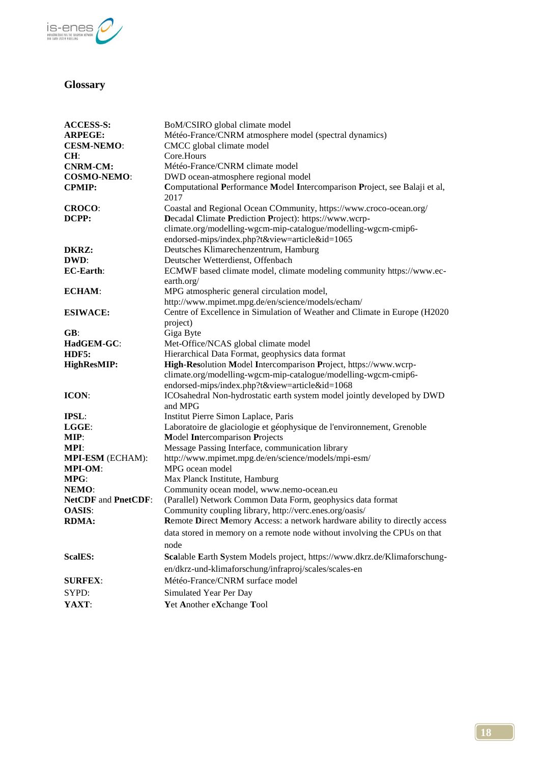## Glossary

| | |
|---|---|
| **ACCESS-S:** | BoM/CSIRO global climate model |
| **ARPEGE:** | Météo-France/CNRM atmosphere model (spectral dynamics) |
| **CESM-NEMO**: | CMCC global climate model |
| **CH**: | Core.Hours |
| **CNRM-CM:** | Météo-France/CNRM climate model |
| **COSMO-NEMO**: | DWD ocean-atmosphere regional model |
| **CPMIP:** | **C**omputational **P**erformance **M**odel **I**ntercomparison **P**roject, see Balaji et al, 2017 |
| **CROCO**: | Coastal and Regional Ocean COmmunity, https://www.croco-ocean.org/ |
| **DCPP:** | **D**ecadal **C**limate **P**rediction **P**roject): https://www.wcrp-climate.org/modelling-wgcm-mip-catalogue/modelling-wgcm-cmip6-endorsed-mips/index.php?t&view=article&id=1065 |
| **DKRZ:** | Deutsches Klimarechenzentrum, Hamburg |
| **DWD**: | Deutscher Wetterdienst, Offenbach |
| **EC-Earth**: | ECMWF based climate model, climate modeling community https://www.ec-earth.org/ |
| **ECHAM**: | MPG atmospheric general circulation model, http://www.mpimet.mpg.de/en/science/models/echam/ |
| **ESIWACE:** | Centre of Excellence in Simulation of Weather and Climate in Europe (H2020 project) |
| **GB**: | Giga Byte |
| **HadGEM-GC**: | Met-Office/NCAS global climate model |
| **HDF5:** | Hierarchical Data Format, geophysics data format |
| **HighResMIP:** | **High-Res**olution **M**odel **I**ntercomparison **P**roject, https://www.wcrp-climate.org/modelling-wgcm-mip-catalogue/modelling-wgcm-cmip6-endorsed-mips/index.php?t&view=article&id=1068 |
| **ICON**: | ICOsahedral Non-hydrostatic earth system model jointly developed by DWD and MPG |
| **IPSL**: | Institut Pierre Simon Laplace, Paris |
| **LGGE**: | Laboratoire de glaciologie et géophysique de l'environnement, Grenoble |
| **MIP**: | **M**odel **In**tercomparison **P**rojects |
| **MPI**: | Message Passing Interface, communication library |
| **MPI-ESM** (ECHAM): | http://www.mpimet.mpg.de/en/science/models/mpi-esm/ |
| **MPI-OM**: | MPG ocean model |
| **MPG**: | Max Planck Institute, Hamburg |
| **NEMO**: | Community ocean model, www.nemo-ocean.eu |
| **NetCDF** and **PnetCDF**: | (Parallel) Network Common Data Form, geophysics data format |
| **OASIS**: | Community coupling library, http://verc.enes.org/oasis/ |
| **RDMA:** | **R**emote **D**irect **M**emory **A**ccess: a network hardware ability to directly access data stored in memory on a remote node without involving the CPUs on that node |
| **ScalES:** | **Scal**able **E**arth **S**ystem Models project, https://www.dkrz.de/Klimaforschung-en/dkrz-und-klimaforschung/infraproj/scales/scales-en |
| **SURFEX**: | Météo-France/CNRM surface model |
| SYPD: | Simulated Year Per Day |
| **YAXT**: | **Y**et **A**nother e**X**change **T**ool |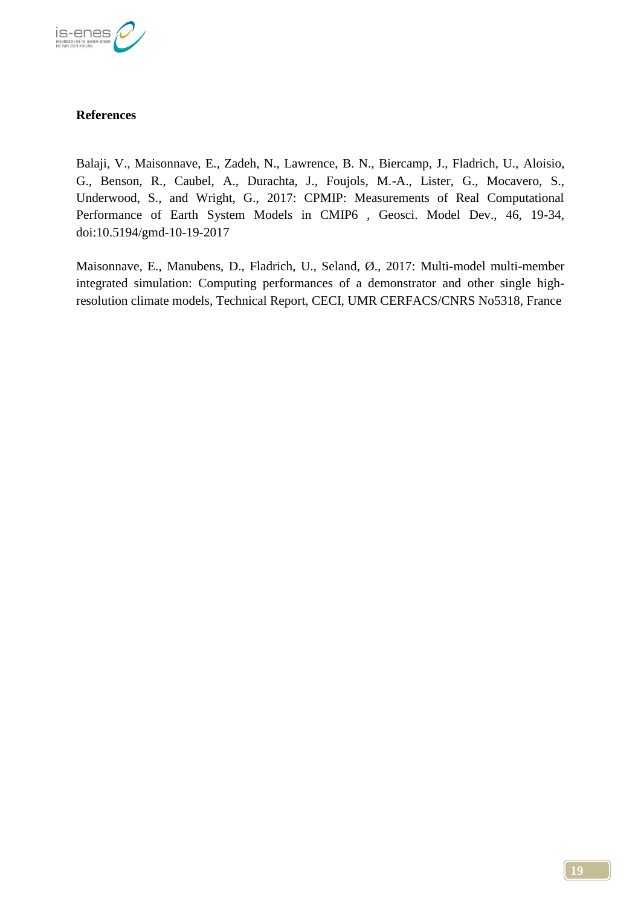**References**

Balaji, V., Maisonnave, E., Zadeh, N., Lawrence, B. N., Biercamp, J., Fladrich, U., Aloisio, G., Benson, R., Caubel, A., Durachta, J., Foujols, M.-A., Lister, G., Mocavero, S., Underwood, S., and Wright, G., 2017: CPMIP: Measurements of Real Computational Performance of Earth System Models in CMIP6 , Geosci. Model Dev., 46, 19-34, doi:10.5194/gmd-10-19-2017

Maisonnave, E., Manubens, D., Fladrich, U., Seland, Ø., 2017: Multi-model multi-member integrated simulation: Computing performances of a demonstrator and other single high-resolution climate models, Technical Report, CECI, UMR CERFACS/CNRS No5318, France